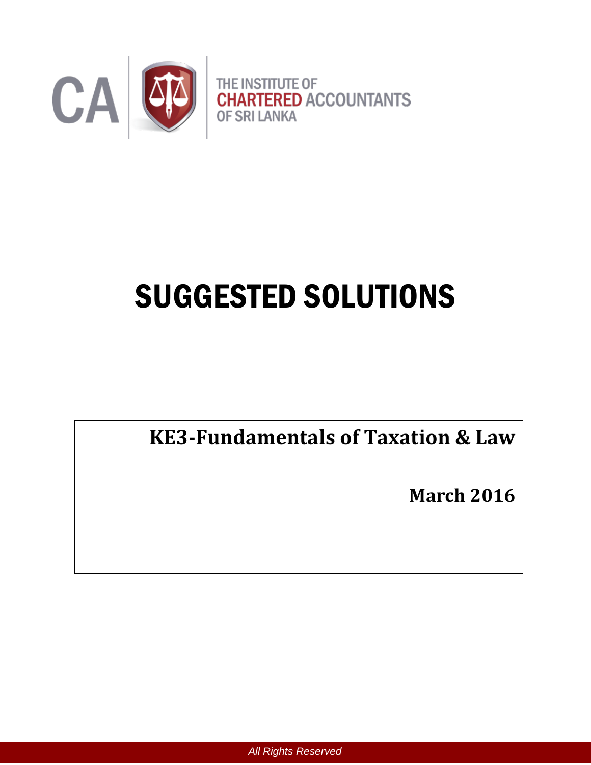CA

THE INSTITUTE OF
CHARTERED ACCOUNTANTS
OF SRI LANKA

# SUGGESTED SOLUTIONS

**KE3-Fundamentals of Taxation & Law**

**March 2016**

*All Rights Reserved*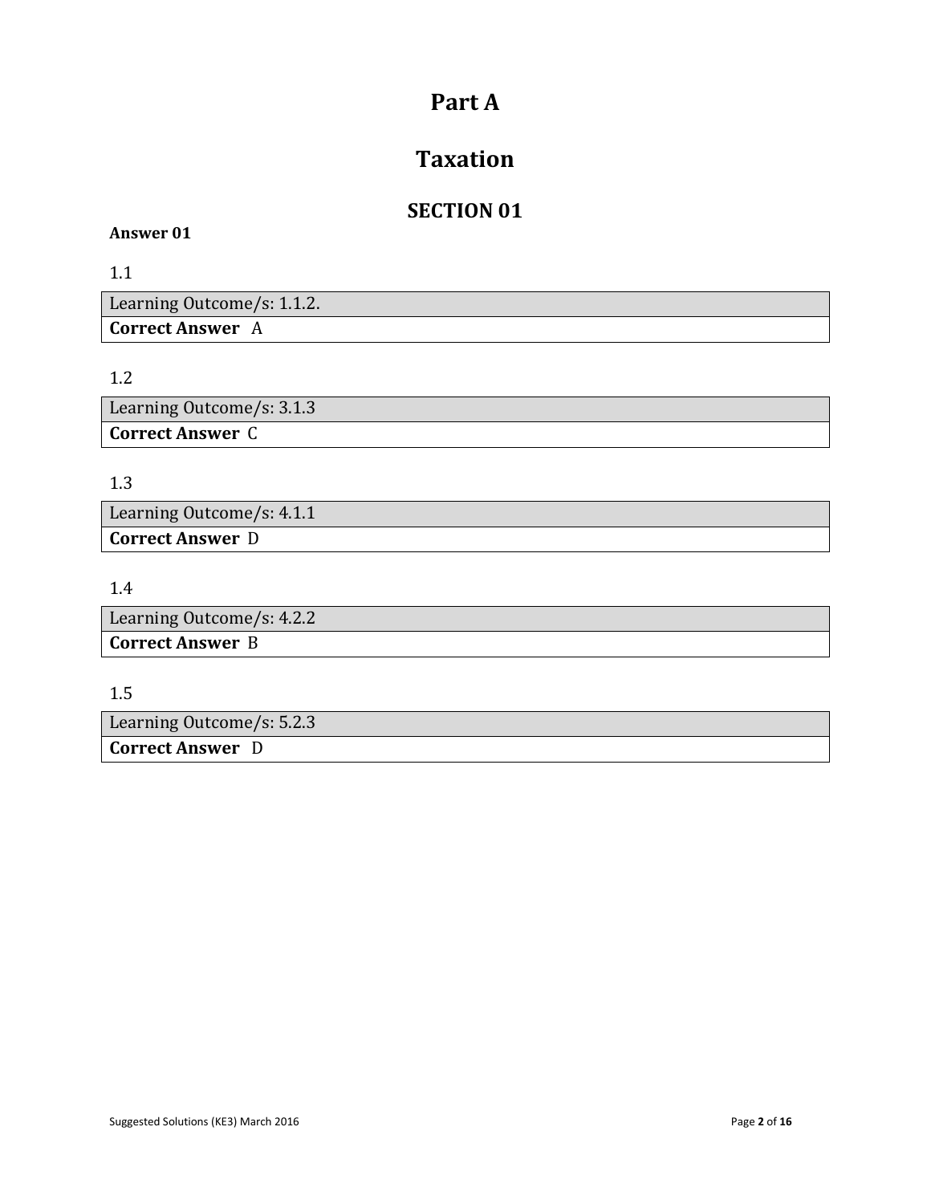# Part A

# Taxation

## SECTION 01

**Answer 01**

1.1

| Learning Outcome/s: 1.1.2. |
| --- |
| **Correct Answer** A |

1.2

| Learning Outcome/s: 3.1.3 |
| --- |
| **Correct Answer** C |

1.3

| Learning Outcome/s: 4.1.1 |
| --- |
| **Correct Answer** D |

1.4

| Learning Outcome/s: 4.2.2 |
| --- |
| **Correct Answer** B |

1.5

| Learning Outcome/s: 5.2.3 |
| --- |
| **Correct Answer** D |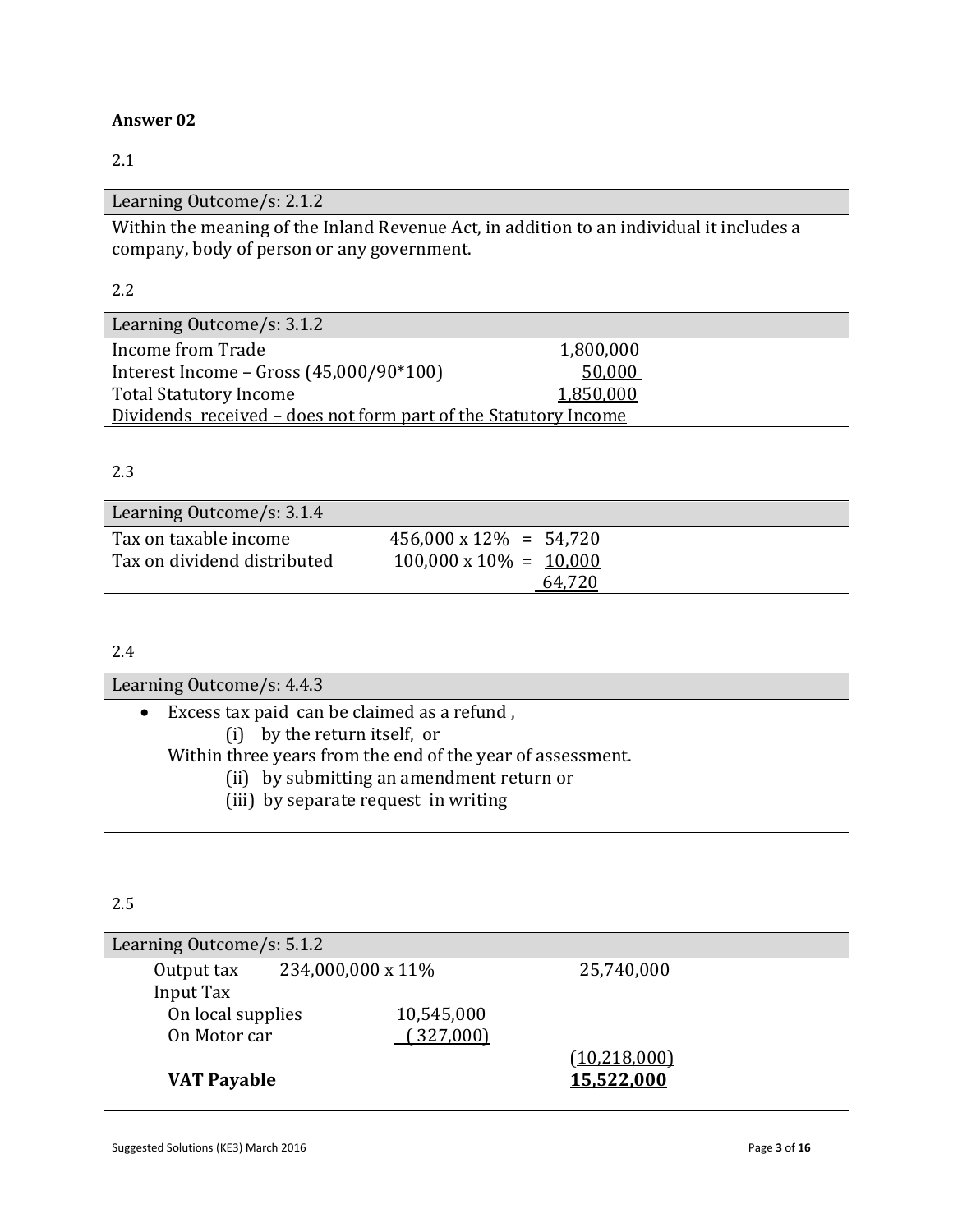**Answer 02**

2.1

| Learning Outcome/s: 2.1.2 |
|---|
| Within the meaning of the Inland Revenue Act, in addition to an individual it includes a company, body of person or any government. |

2.2

| Learning Outcome/s: 3.1.2 | |
|---|---|
| Income from Trade | 1,800,000 |
| Interest Income – Gross (45,000/90*100) | 50,000 |
| Total Statutory Income | 1,850,000 |
| Dividends received – does not form part of the Statutory Income | |

2.3

| Learning Outcome/s: 3.1.4 | | |
|---|---|---|
| Tax on taxable income | 456,000 x 12% = | 54,720 |
| Tax on dividend distributed | 100,000 x 10% = | 10,000 |
| | | 64,720 |

2.4

| Learning Outcome/s: 4.4.3 |
|---|
| • Excess tax paid can be claimed as a refund ,<br>(i) by the return itself, or<br>Within three years from the end of the year of assessment.<br>(ii) by submitting an amendment return or<br>(iii) by separate request in writing |

2.5

| Learning Outcome/s: 5.1.2 | | | |
|---|---|---|---|
| Output tax | 234,000,000 x 11% | | 25,740,000 |
| Input Tax | | | |
| On local supplies | | 10,545,000 | |
| On Motor car | | (327,000) | |
| | | | (10,218,000) |
| **VAT Payable** | | | **15,522,000** |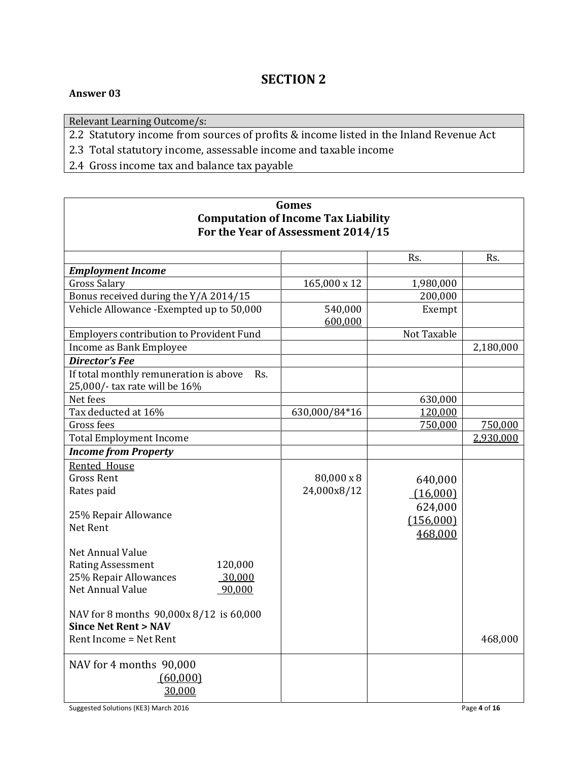# SECTION 2

**Answer 03**

| Relevant Learning Outcome/s: |
|---|
| 2.2 Statutory income from sources of profits & income listed in the Inland Revenue Act |
| 2.3 Total statutory income, assessable income and taxable income |
| 2.4 Gross income tax and balance tax payable |

| **Gomes**<br>**Computation of Income Tax Liability**<br>**For the Year of Assessment 2014/15** | | | |
|---|---|---|---|
| | | Rs. | Rs. |
| ***Employment Income*** | | | |
| Gross Salary | 165,000 x 12 | 1,980,000 | |
| Bonus received during the Y/A 2014/15 | | 200,000 | |
| Vehicle Allowance -Exempted up to 50,000 | 540,000<br>600,000 | Exempt | |
| Employers contribution to Provident Fund | | Not Taxable | |
| Income as Bank Employee | | | 2,180,000 |
| ***Director's Fee*** | | | |
| If total monthly remuneration is above Rs. 25,000/- tax rate will be 16% | | | |
| Net fees | | 630,000 | |
| Tax deducted at 16% | 630,000/84*16 | 120,000 | |
| Gross fees | | 750,000 | 750,000 |
| Total Employment Income | | | 2,930,000 |
| ***Income from Property*** | | | |
| Rented House<br>Gross Rent<br>Rates paid<br><br>25% Repair Allowance<br>Net Rent<br><br>Net Annual Value<br>Rating Assessment 120,000<br>25% Repair Allowances 30,000<br>Net Annual Value 90,000<br><br>NAV for 8 months 90,000x 8/12 is 60,000<br>**Since Net Rent > NAV**<br>Rent Income = Net Rent | 80,000 x 8<br>24,000x8/12 | 640,000<br>(16,000)<br>624,000<br>(156,000)<br>468,000 | 468,000 |
| NAV for 4 months 90,000<br>(60,000)<br>30,000 | | | |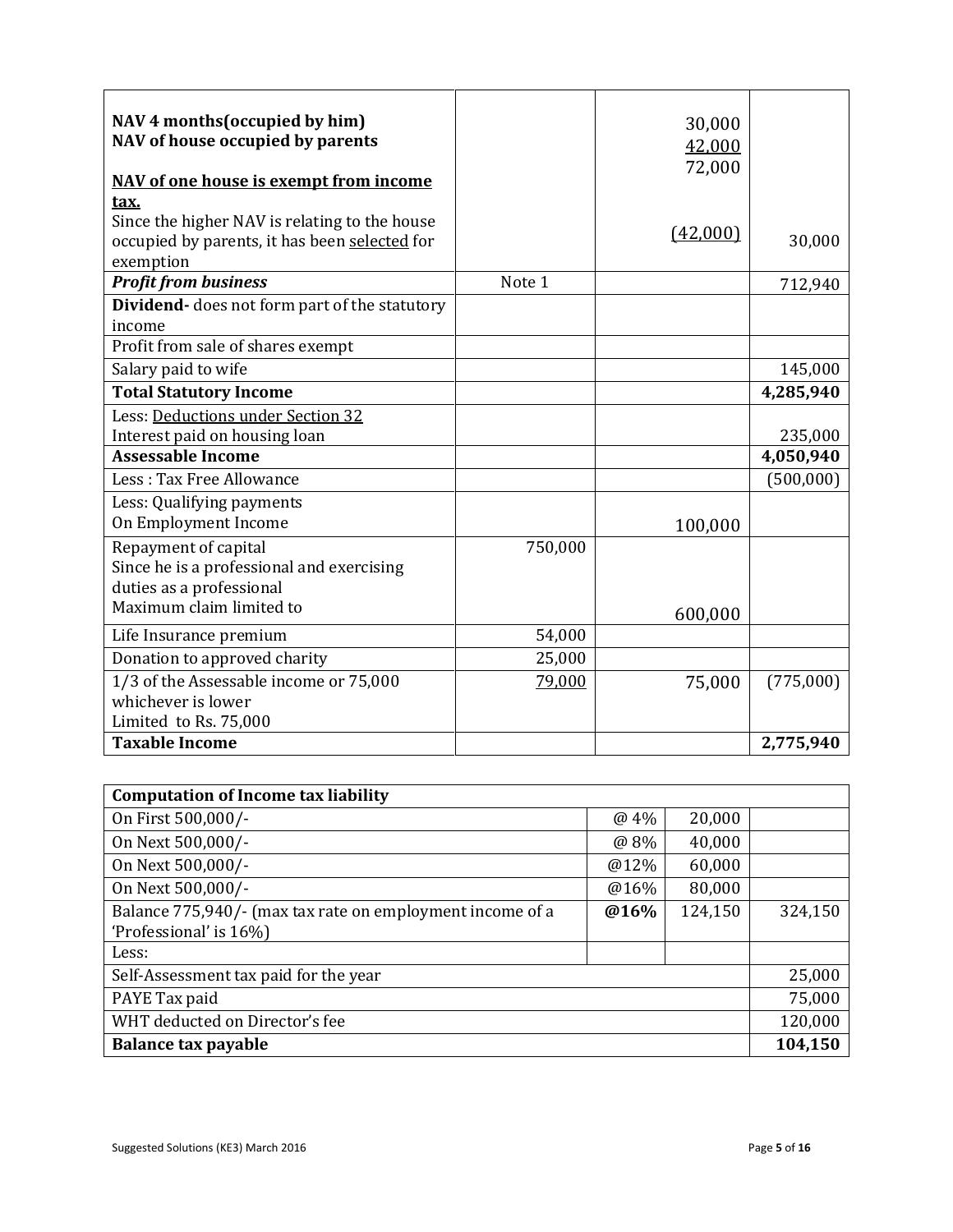| | | | |
|---|---|---|---|
| **NAV 4 months(occupied by him)**<br>**NAV of house occupied by parents**<br><br>**<u>NAV of one house is exempt from income tax.</u>**<br>Since the higher NAV is relating to the house occupied by parents, it has been <u>selected</u> for exemption | | 30,000<br><u>42,000</u><br>72,000<br><br><br><u>(42,000)</u> | 30,000 |
| ***Profit from business*** | Note 1 | | 712,940 |
| **Dividend-** does not form part of the statutory income | | | |
| Profit from sale of shares exempt | | | |
| Salary paid to wife | | | 145,000 |
| **Total Statutory Income** | | | **4,285,940** |
| Less: <u>Deductions under Section 32</u><br>Interest paid on housing loan | | | 235,000 |
| **Assessable Income** | | | **4,050,940** |
| Less : Tax Free Allowance | | | (500,000) |
| Less: Qualifying payments<br>On Employment Income | | 100,000 | |
| Repayment of capital<br>Since he is a professional and exercising duties as a professional<br>Maximum claim limited to | 750,000 | 600,000 | |
| Life Insurance premium | 54,000 | | |
| Donation to approved charity | 25,000 | | |
| 1/3 of the Assessable income or 75,000 whichever is lower<br>Limited to Rs. 75,000 | <u>79,000</u> | 75,000 | (775,000) |
| **Taxable Income** | | | **2,775,940** |

| **Computation of Income tax liability** | | | |
|---|---|---|---|
| On First 500,000/- | @ 4% | 20,000 | |
| On Next 500,000/- | @ 8% | 40,000 | |
| On Next 500,000/- | @12% | 60,000 | |
| On Next 500,000/- | @16% | 80,000 | |
| Balance 775,940/- (max tax rate on employment income of a 'Professional' is 16%) | **@16%** | 124,150 | 324,150 |
| Less: | | | |
| Self-Assessment tax paid for the year | | | 25,000 |
| PAYE Tax paid | | | 75,000 |
| WHT deducted on Director's fee | | | 120,000 |
| **Balance tax payable** | | | **104,150** |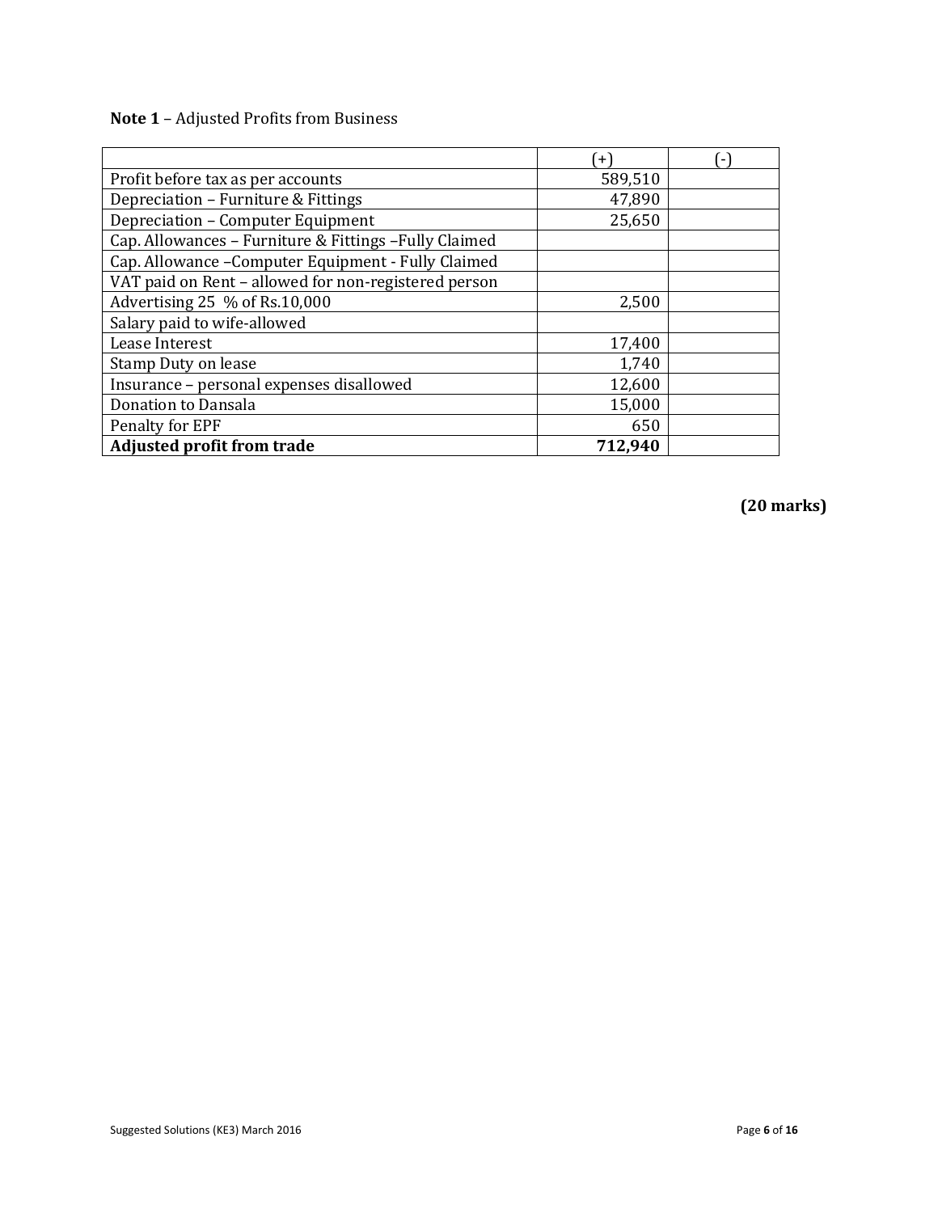**Note 1** – Adjusted Profits from Business

| | (+) | (-) |
|---|---|---|
| Profit before tax as per accounts | 589,510 | |
| Depreciation – Furniture & Fittings | 47,890 | |
| Depreciation – Computer Equipment | 25,650 | |
| Cap. Allowances – Furniture & Fittings –Fully Claimed | | |
| Cap. Allowance –Computer Equipment - Fully Claimed | | |
| VAT paid on Rent – allowed for non-registered person | | |
| Advertising 25 % of Rs.10,000 | 2,500 | |
| Salary paid to wife-allowed | | |
| Lease Interest | 17,400 | |
| Stamp Duty on lease | 1,740 | |
| Insurance – personal expenses disallowed | 12,600 | |
| Donation to Dansala | 15,000 | |
| Penalty for EPF | 650 | |
| **Adjusted profit from trade** | **712,940** | |

**(20 marks)**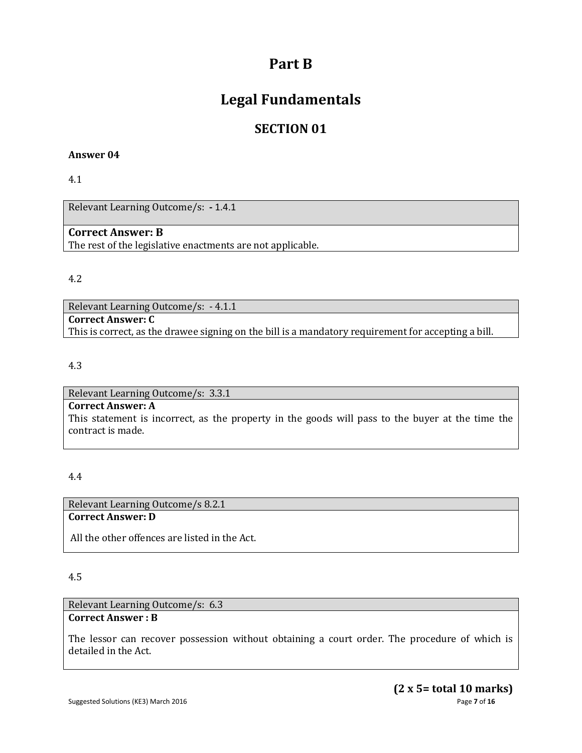# Part B

# Legal Fundamentals

## SECTION 01

**Answer 04**

4.1

| Relevant Learning Outcome/s: - 1.4.1 |
|---|
| **Correct Answer: B**<br>The rest of the legislative enactments are not applicable. |

4.2

| Relevant Learning Outcome/s: - 4.1.1 |
|---|
| **Correct Answer: C**<br>This is correct, as the drawee signing on the bill is a mandatory requirement for accepting a bill. |

4.3

| Relevant Learning Outcome/s: 3.3.1 |
|---|
| **Correct Answer: A**<br>This statement is incorrect, as the property in the goods will pass to the buyer at the time the contract is made. |

4.4

| Relevant Learning Outcome/s 8.2.1 |
|---|
| **Correct Answer: D**<br>All the other offences are listed in the Act. |

4.5

| Relevant Learning Outcome/s: 6.3 |
|---|
| **Correct Answer : B**<br>The lessor can recover possession without obtaining a court order. The procedure of which is detailed in the Act. |

**(2 x 5= total 10 marks)**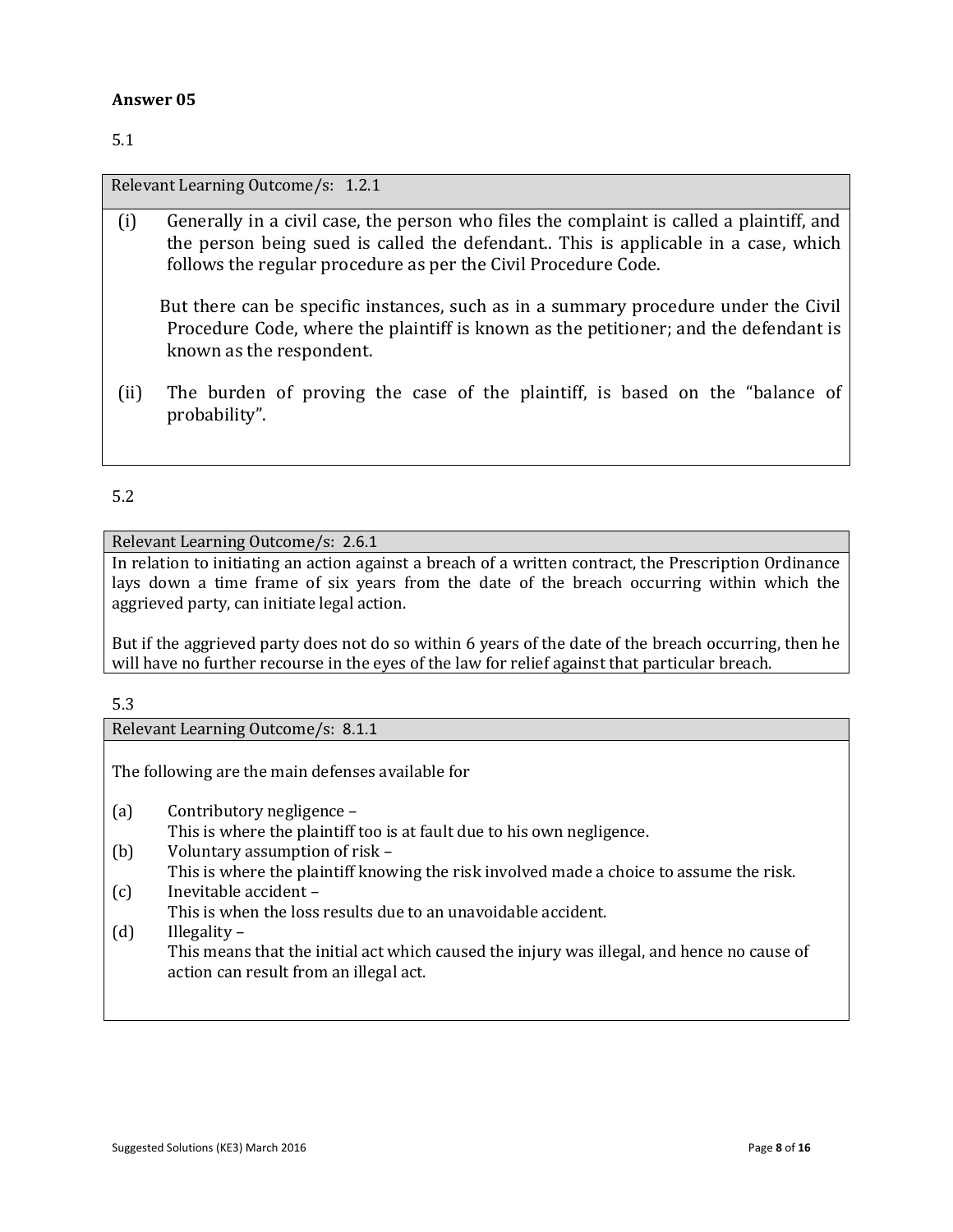**Answer 05**

5.1

| Relevant Learning Outcome/s: 1.2.1 |
|---|
| (i) Generally in a civil case, the person who files the complaint is called a plaintiff, and the person being sued is called the defendant.. This is applicable in a case, which follows the regular procedure as per the Civil Procedure Code.<br><br>But there can be specific instances, such as in a summary procedure under the Civil Procedure Code, where the plaintiff is known as the petitioner; and the defendant is known as the respondent.<br><br>(ii) The burden of proving the case of the plaintiff, is based on the "balance of probability". |

5.2

| Relevant Learning Outcome/s: 2.6.1 |
|---|
| In relation to initiating an action against a breach of a written contract, the Prescription Ordinance lays down a time frame of six years from the date of the breach occurring within which the aggrieved party, can initiate legal action.<br><br>But if the aggrieved party does not do so within 6 years of the date of the breach occurring, then he will have no further recourse in the eyes of the law for relief against that particular breach. |

5.3

| Relevant Learning Outcome/s: 8.1.1 |
|---|
| The following are the main defenses available for<br><br>(a) Contributory negligence –<br>This is where the plaintiff too is at fault due to his own negligence.<br>(b) Voluntary assumption of risk –<br>This is where the plaintiff knowing the risk involved made a choice to assume the risk.<br>(c) Inevitable accident –<br>This is when the loss results due to an unavoidable accident.<br>(d) Illegality –<br>This means that the initial act which caused the injury was illegal, and hence no cause of action can result from an illegal act. |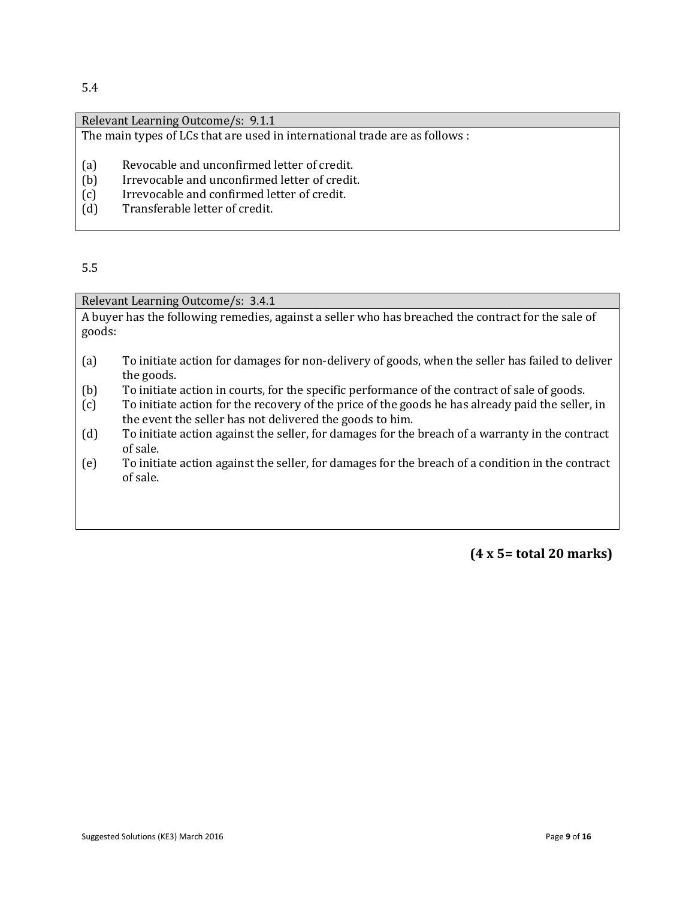5.4

| Relevant Learning Outcome/s: 9.1.1 |
| --- |
| The main types of LCs that are used in international trade are as follows :<br><br>(a) Revocable and unconfirmed letter of credit.<br>(b) Irrevocable and unconfirmed letter of credit.<br>(c) Irrevocable and confirmed letter of credit.<br>(d) Transferable letter of credit. |

5.5

| Relevant Learning Outcome/s: 3.4.1 |
| --- |
| A buyer has the following remedies, against a seller who has breached the contract for the sale of goods:<br><br>(a) To initiate action for damages for non-delivery of goods, when the seller has failed to deliver the goods.<br>(b) To initiate action in courts, for the specific performance of the contract of sale of goods.<br>(c) To initiate action for the recovery of the price of the goods he has already paid the seller, in the event the seller has not delivered the goods to him.<br>(d) To initiate action against the seller, for damages for the breach of a warranty in the contract of sale.<br>(e) To initiate action against the seller, for damages for the breach of a condition in the contract of sale. |

**(4 x 5= total 20 marks)**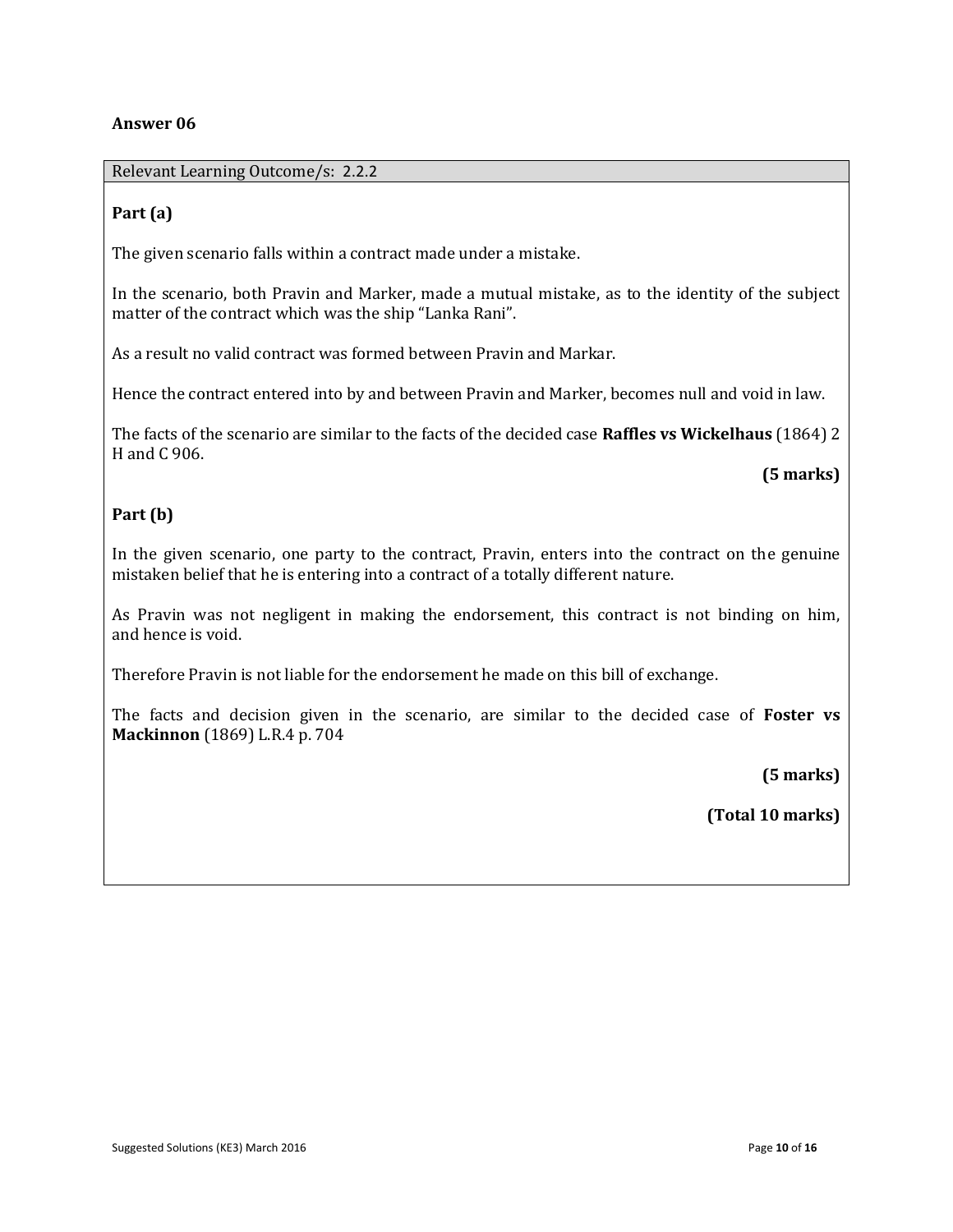**Answer 06**

Relevant Learning Outcome/s: 2.2.2

**Part (a)**

The given scenario falls within a contract made under a mistake.

In the scenario, both Pravin and Marker, made a mutual mistake, as to the identity of the subject matter of the contract which was the ship "Lanka Rani".

As a result no valid contract was formed between Pravin and Markar.

Hence the contract entered into by and between Pravin and Marker, becomes null and void in law.

The facts of the scenario are similar to the facts of the decided case **Raffles vs Wickelhaus** (1864) 2 H and C 906.

**(5 marks)**

**Part (b)**

In the given scenario, one party to the contract, Pravin, enters into the contract on the genuine mistaken belief that he is entering into a contract of a totally different nature.

As Pravin was not negligent in making the endorsement, this contract is not binding on him, and hence is void.

Therefore Pravin is not liable for the endorsement he made on this bill of exchange.

The facts and decision given in the scenario, are similar to the decided case of **Foster vs Mackinnon** (1869) L.R.4 p. 704

**(5 marks)**

**(Total 10 marks)**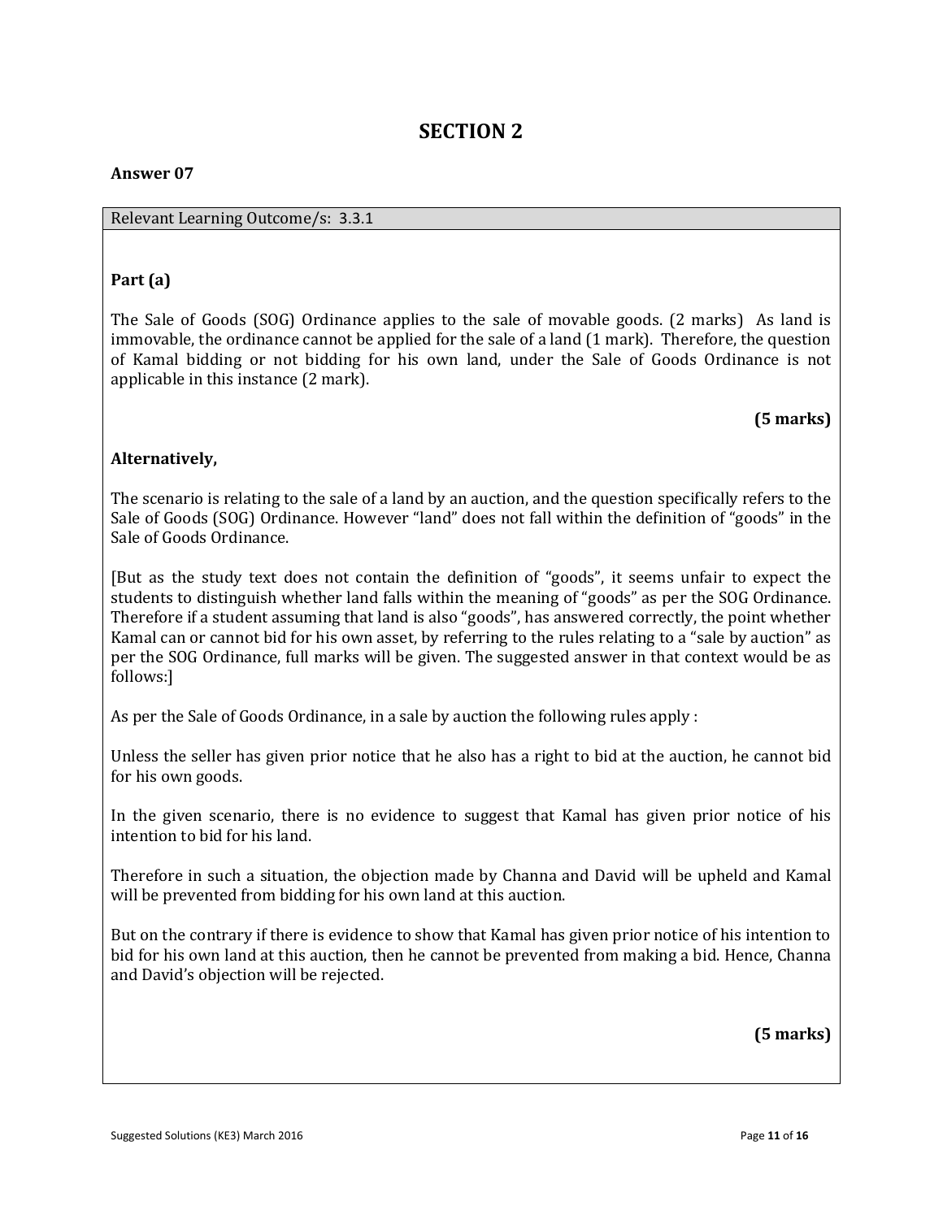# SECTION 2

**Answer 07**

| Relevant Learning Outcome/s: 3.3.1 |
|---|

**Part (a)**

The Sale of Goods (SOG) Ordinance applies to the sale of movable goods. (2 marks) As land is immovable, the ordinance cannot be applied for the sale of a land (1 mark). Therefore, the question of Kamal bidding or not bidding for his own land, under the Sale of Goods Ordinance is not applicable in this instance (2 mark).

**(5 marks)**

**Alternatively,**

The scenario is relating to the sale of a land by an auction, and the question specifically refers to the Sale of Goods (SOG) Ordinance. However "land" does not fall within the definition of "goods" in the Sale of Goods Ordinance.

[But as the study text does not contain the definition of "goods", it seems unfair to expect the students to distinguish whether land falls within the meaning of "goods" as per the SOG Ordinance. Therefore if a student assuming that land is also "goods", has answered correctly, the point whether Kamal can or cannot bid for his own asset, by referring to the rules relating to a "sale by auction" as per the SOG Ordinance, full marks will be given. The suggested answer in that context would be as follows:]

As per the Sale of Goods Ordinance, in a sale by auction the following rules apply :

Unless the seller has given prior notice that he also has a right to bid at the auction, he cannot bid for his own goods.

In the given scenario, there is no evidence to suggest that Kamal has given prior notice of his intention to bid for his land.

Therefore in such a situation, the objection made by Channa and David will be upheld and Kamal will be prevented from bidding for his own land at this auction.

But on the contrary if there is evidence to show that Kamal has given prior notice of his intention to bid for his own land at this auction, then he cannot be prevented from making a bid. Hence, Channa and David's objection will be rejected.

**(5 marks)**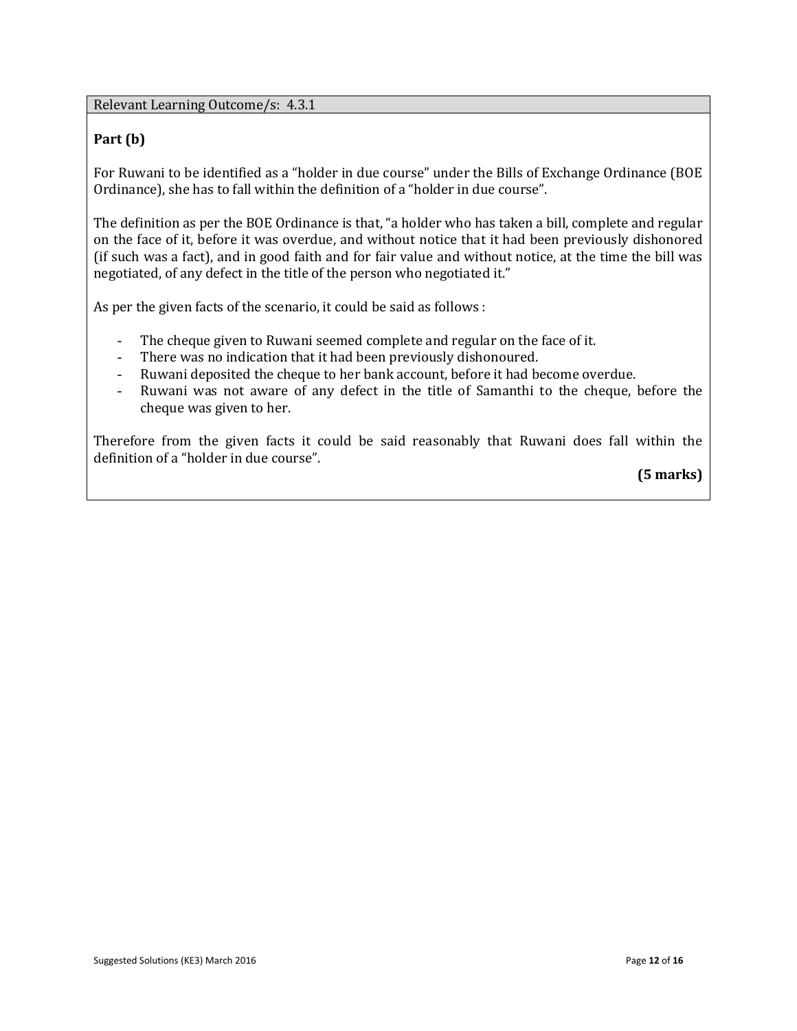Relevant Learning Outcome/s: 4.3.1

**Part (b)**

For Ruwani to be identified as a "holder in due course" under the Bills of Exchange Ordinance (BOE Ordinance), she has to fall within the definition of a "holder in due course".

The definition as per the BOE Ordinance is that, "a holder who has taken a bill, complete and regular on the face of it, before it was overdue, and without notice that it had been previously dishonored (if such was a fact), and in good faith and for fair value and without notice, at the time the bill was negotiated, of any defect in the title of the person who negotiated it."

As per the given facts of the scenario, it could be said as follows :

- The cheque given to Ruwani seemed complete and regular on the face of it.
- There was no indication that it had been previously dishonoured.
- Ruwani deposited the cheque to her bank account, before it had become overdue.
- Ruwani was not aware of any defect in the title of Samanthi to the cheque, before the cheque was given to her.

Therefore from the given facts it could be said reasonably that Ruwani does fall within the definition of a "holder in due course".

**(5 marks)**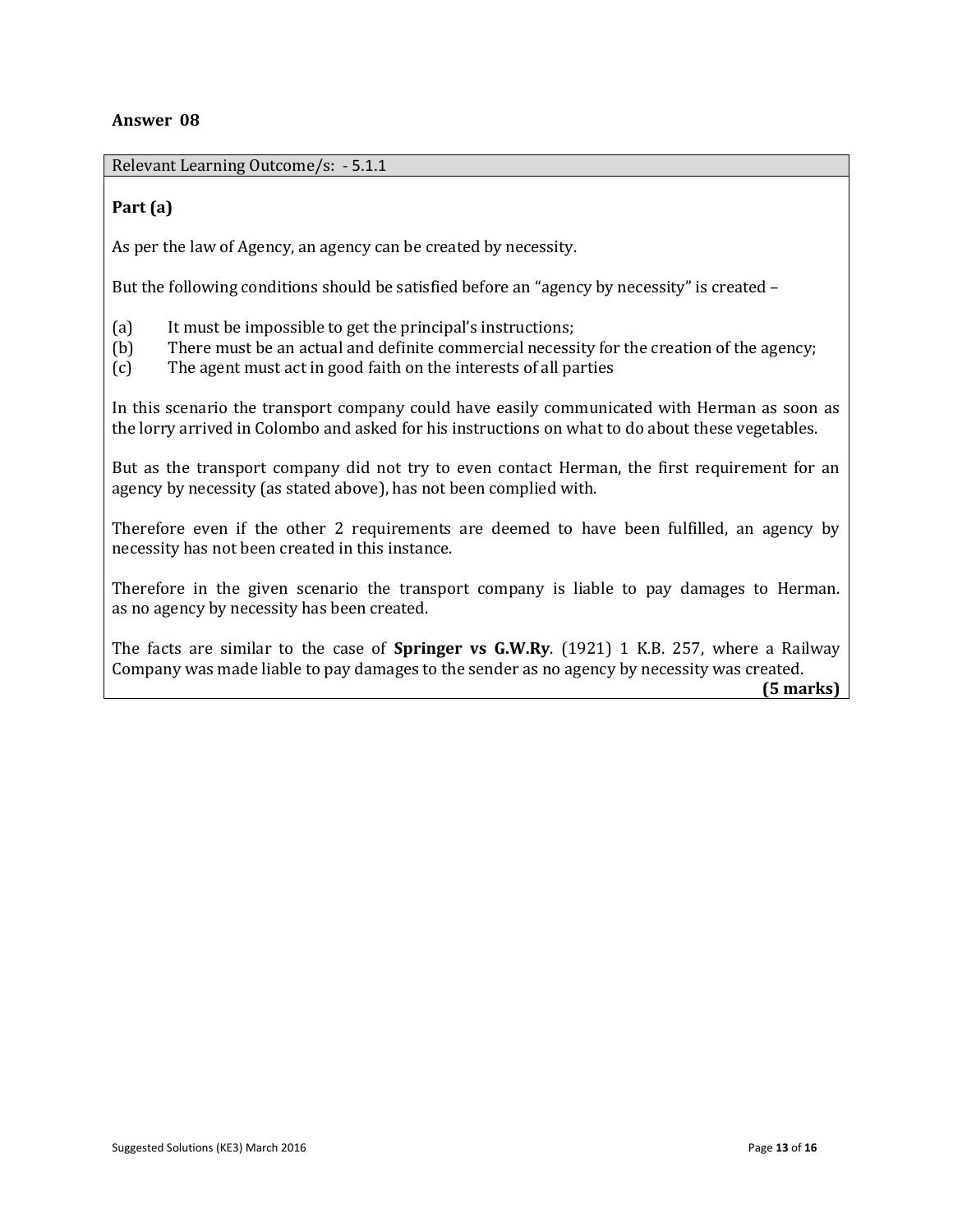**Answer 08**

Relevant Learning Outcome/s: - 5.1.1

**Part (a)**

As per the law of Agency, an agency can be created by necessity.

But the following conditions should be satisfied before an "agency by necessity" is created –

(a) It must be impossible to get the principal's instructions;
(b) There must be an actual and definite commercial necessity for the creation of the agency;
(c) The agent must act in good faith on the interests of all parties

In this scenario the transport company could have easily communicated with Herman as soon as the lorry arrived in Colombo and asked for his instructions on what to do about these vegetables.

But as the transport company did not try to even contact Herman, the first requirement for an agency by necessity (as stated above), has not been complied with.

Therefore even if the other 2 requirements are deemed to have been fulfilled, an agency by necessity has not been created in this instance.

Therefore in the given scenario the transport company is liable to pay damages to Herman. as no agency by necessity has been created.

The facts are similar to the case of **Springer vs G.W.Ry**. (1921) 1 K.B. 257, where a Railway Company was made liable to pay damages to the sender as no agency by necessity was created.

**(5 marks)**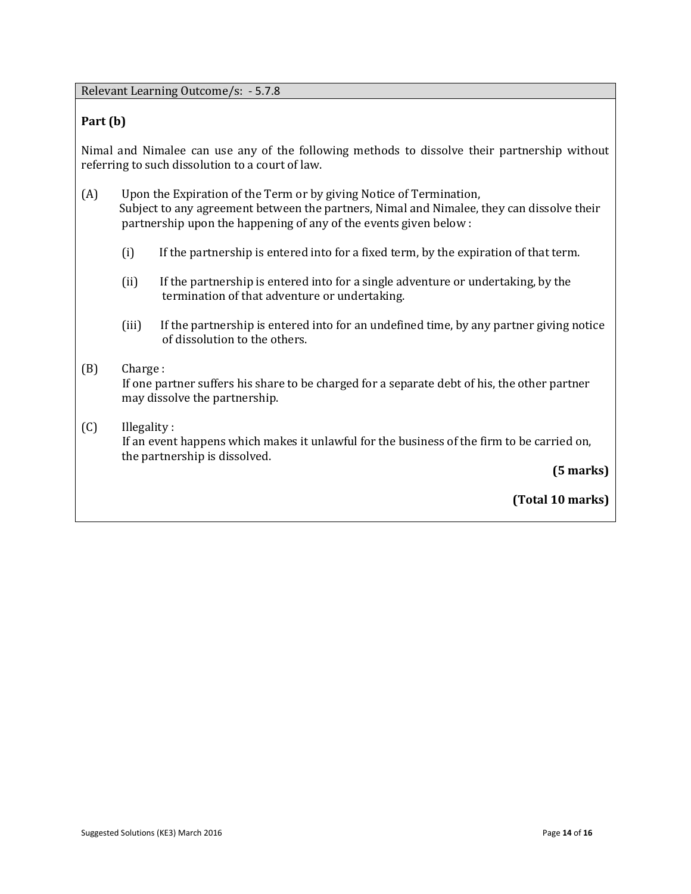Relevant Learning Outcome/s: - 5.7.8

**Part (b)**

Nimal and Nimalee can use any of the following methods to dissolve their partnership without referring to such dissolution to a court of law.

(A) Upon the Expiration of the Term or by giving Notice of Termination,
Subject to any agreement between the partners, Nimal and Nimalee, they can dissolve their partnership upon the happening of any of the events given below :

- (i) If the partnership is entered into for a fixed term, by the expiration of that term.
- (ii) If the partnership is entered into for a single adventure or undertaking, by the termination of that adventure or undertaking.
- (iii) If the partnership is entered into for an undefined time, by any partner giving notice of dissolution to the others.

(B) Charge :
If one partner suffers his share to be charged for a separate debt of his, the other partner may dissolve the partnership.

(C) Illegality :
If an event happens which makes it unlawful for the business of the firm to be carried on, the partnership is dissolved.

**(5 marks)**

**(Total 10 marks)**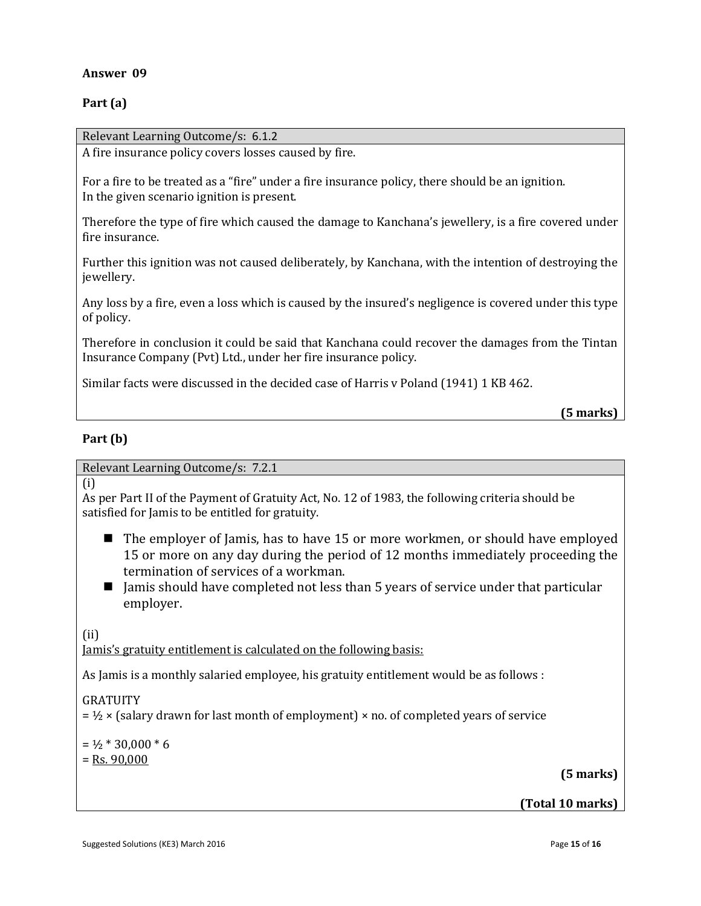**Answer 09**

**Part (a)**

Relevant Learning Outcome/s: 6.1.2

A fire insurance policy covers losses caused by fire.

For a fire to be treated as a "fire" under a fire insurance policy, there should be an ignition. In the given scenario ignition is present.

Therefore the type of fire which caused the damage to Kanchana's jewellery, is a fire covered under fire insurance.

Further this ignition was not caused deliberately, by Kanchana, with the intention of destroying the jewellery.

Any loss by a fire, even a loss which is caused by the insured's negligence is covered under this type of policy.

Therefore in conclusion it could be said that Kanchana could recover the damages from the Tintan Insurance Company (Pvt) Ltd., under her fire insurance policy.

Similar facts were discussed in the decided case of Harris v Poland (1941) 1 KB 462.

**(5 marks)**

**Part (b)**

Relevant Learning Outcome/s: 7.2.1

(i)

As per Part II of the Payment of Gratuity Act, No. 12 of 1983, the following criteria should be satisfied for Jamis to be entitled for gratuity.

- The employer of Jamis, has to have 15 or more workmen, or should have employed 15 or more on any day during the period of 12 months immediately proceeding the termination of services of a workman.
- Jamis should have completed not less than 5 years of service under that particular employer.

(ii)

<u>Jamis's gratuity entitlement is calculated on the following basis:</u>

As Jamis is a monthly salaried employee, his gratuity entitlement would be as follows :

GRATUITY

= ½ × (salary drawn for last month of employment) × no. of completed years of service

= ½ * 30,000 * 6

= <u>Rs. 90,000</u>

**(5 marks)**

**(Total 10 marks)**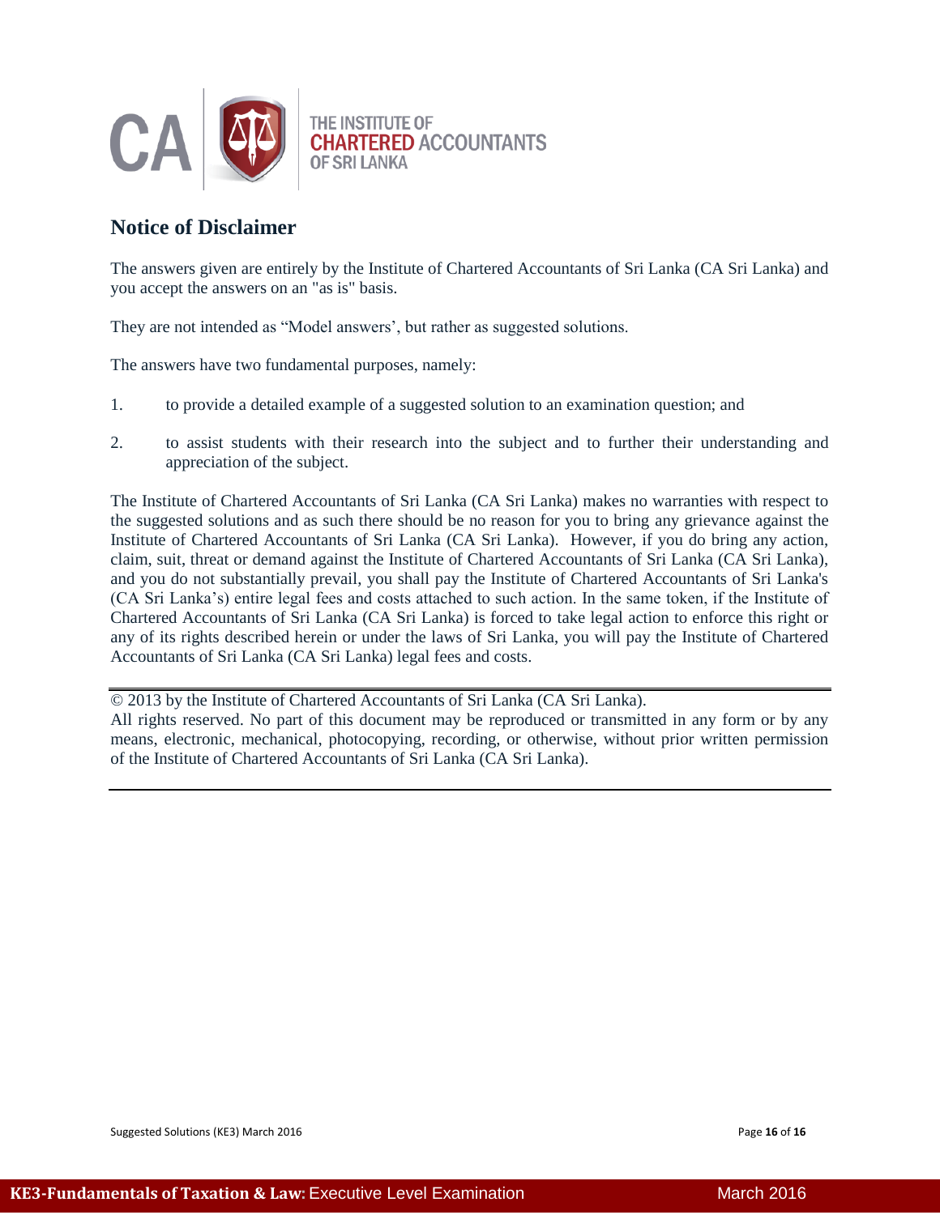THE INSTITUTE OF
CHARTERED ACCOUNTANTS
OF SRI LANKA

## Notice of Disclaimer

The answers given are entirely by the Institute of Chartered Accountants of Sri Lanka (CA Sri Lanka) and you accept the answers on an "as is" basis.

They are not intended as "Model answers', but rather as suggested solutions.

The answers have two fundamental purposes, namely:

1. to provide a detailed example of a suggested solution to an examination question; and

2. to assist students with their research into the subject and to further their understanding and appreciation of the subject.

The Institute of Chartered Accountants of Sri Lanka (CA Sri Lanka) makes no warranties with respect to the suggested solutions and as such there should be no reason for you to bring any grievance against the Institute of Chartered Accountants of Sri Lanka (CA Sri Lanka). However, if you do bring any action, claim, suit, threat or demand against the Institute of Chartered Accountants of Sri Lanka (CA Sri Lanka), and you do not substantially prevail, you shall pay the Institute of Chartered Accountants of Sri Lanka's (CA Sri Lanka's) entire legal fees and costs attached to such action. In the same token, if the Institute of Chartered Accountants of Sri Lanka (CA Sri Lanka) is forced to take legal action to enforce this right or any of its rights described herein or under the laws of Sri Lanka, you will pay the Institute of Chartered Accountants of Sri Lanka (CA Sri Lanka) legal fees and costs.

---

© 2013 by the Institute of Chartered Accountants of Sri Lanka (CA Sri Lanka).
All rights reserved. No part of this document may be reproduced or transmitted in any form or by any means, electronic, mechanical, photocopying, recording, or otherwise, without prior written permission of the Institute of Chartered Accountants of Sri Lanka (CA Sri Lanka).

---